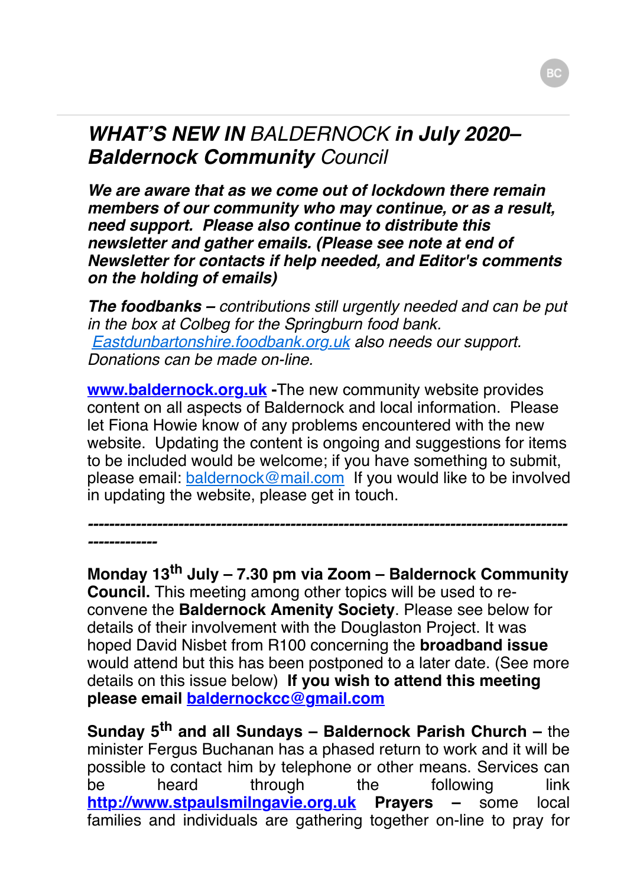# ***WHAT'S NEW IN*** *BALDERNOCK* ***in July 2020– Baldernock Community*** *Council*

***We are aware that as we come out of lockdown there remain members of our community who may continue, or as a result, need support. Please also continue to distribute this newsletter and gather emails. (Please see note at end of Newsletter for contacts if help needed, and Editor's comments on the holding of emails)***

***The foodbanks –*** *contributions still urgently needed and can be put in the box at Colbeg for the Springburn food bank. Eastdunbartonshire.foodbank.org.uk also needs our support. Donations can be made on-line.*

**www.baldernock.org.uk -**The new community website provides content on all aspects of Baldernock and local information. Please let Fiona Howie know of any problems encountered with the new website. Updating the content is ongoing and suggestions for items to be included would be welcome; if you have something to submit, please email: baldernock@mail.com If you would like to be involved in updating the website, please get in touch.

---

**Monday 13th July – 7.30 pm via Zoom – Baldernock Community Council.** This meeting among other topics will be used to re-convene the **Baldernock Amenity Society**. Please see below for details of their involvement with the Douglaston Project. It was hoped David Nisbet from R100 concerning the **broadband issue** would attend but this has been postponed to a later date. (See more details on this issue below) **If you wish to attend this meeting please email baldernockcc@gmail.com**

**Sunday 5th and all Sundays – Baldernock Parish Church –** the minister Fergus Buchanan has a phased return to work and it will be possible to contact him by telephone or other means. Services can be heard through the following link **http://www.stpaulsmilngavie.org.uk** **Prayers –** some local families and individuals are gathering together on-line to pray for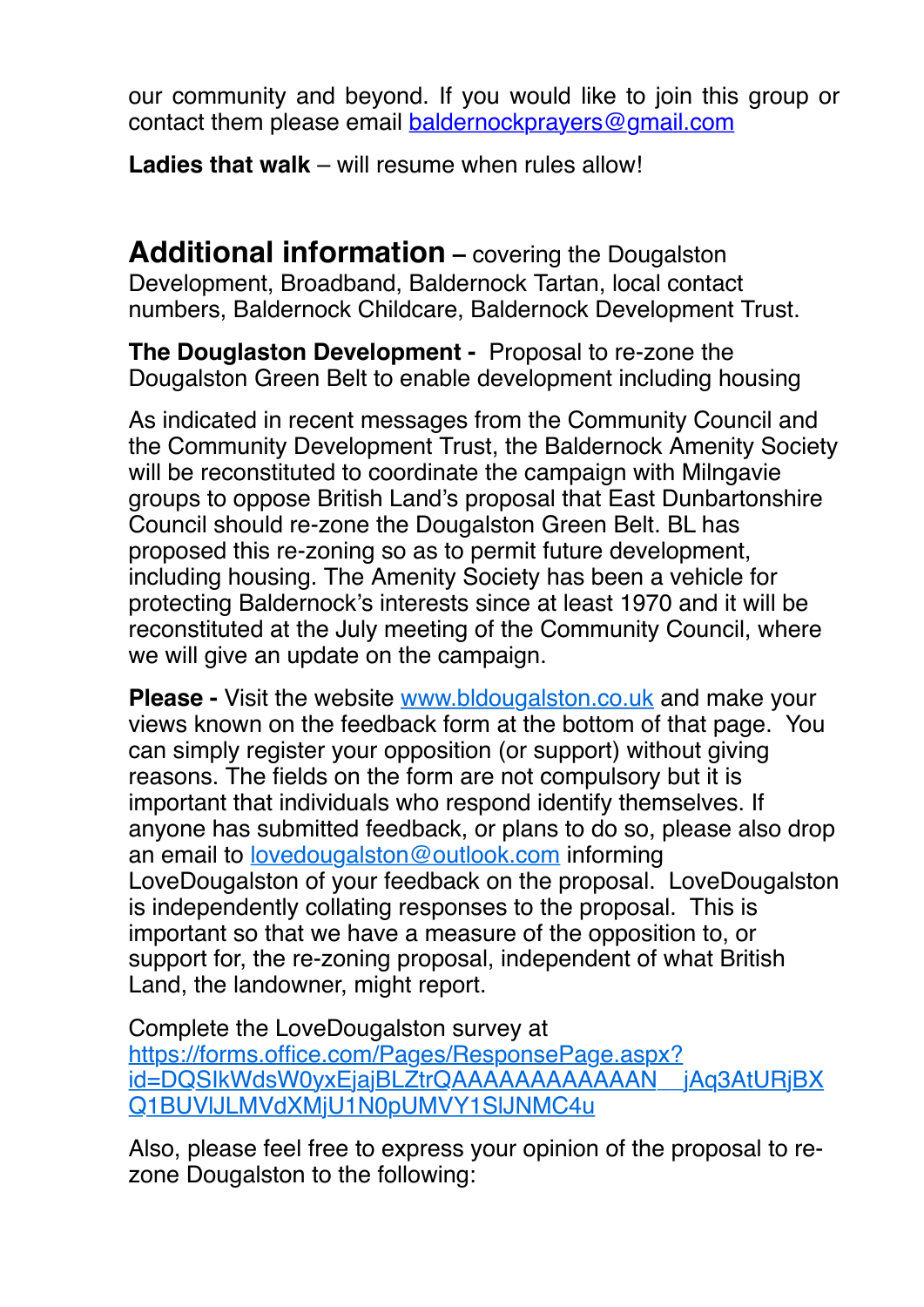our community and beyond. If you would like to join this group or contact them please email baldernockprayers@gmail.com

**Ladies that walk** – will resume when rules allow!

## Additional information – covering the Dougalston Development, Broadband, Baldernock Tartan, local contact numbers, Baldernock Childcare, Baldernock Development Trust.

**The Douglaston Development -** Proposal to re-zone the Dougalston Green Belt to enable development including housing

As indicated in recent messages from the Community Council and the Community Development Trust, the Baldernock Amenity Society will be reconstituted to coordinate the campaign with Milngavie groups to oppose British Land's proposal that East Dunbartonshire Council should re-zone the Dougalston Green Belt. BL has proposed this re-zoning so as to permit future development, including housing. The Amenity Society has been a vehicle for protecting Baldernock's interests since at least 1970 and it will be reconstituted at the July meeting of the Community Council, where we will give an update on the campaign.

**Please -** Visit the website www.bldougalston.co.uk and make your views known on the feedback form at the bottom of that page. You can simply register your opposition (or support) without giving reasons. The fields on the form are not compulsory but it is important that individuals who respond identify themselves. If anyone has submitted feedback, or plans to do so, please also drop an email to lovedougalston@outlook.com informing LoveDougalston of your feedback on the proposal. LoveDougalston is independently collating responses to the proposal. This is important so that we have a measure of the opposition to, or support for, the re-zoning proposal, independent of what British Land, the landowner, might report.

Complete the LoveDougalston survey at https://forms.office.com/Pages/ResponsePage.aspx?id=DQSIkWdsW0yxEjajBLZtrQAAAAAAAAAAAAN__jAq3AtURjBXQ1BUVlJLMVdXMjU1N0pUMVY1SlJNMC4u

Also, please feel free to express your opinion of the proposal to re-zone Dougalston to the following: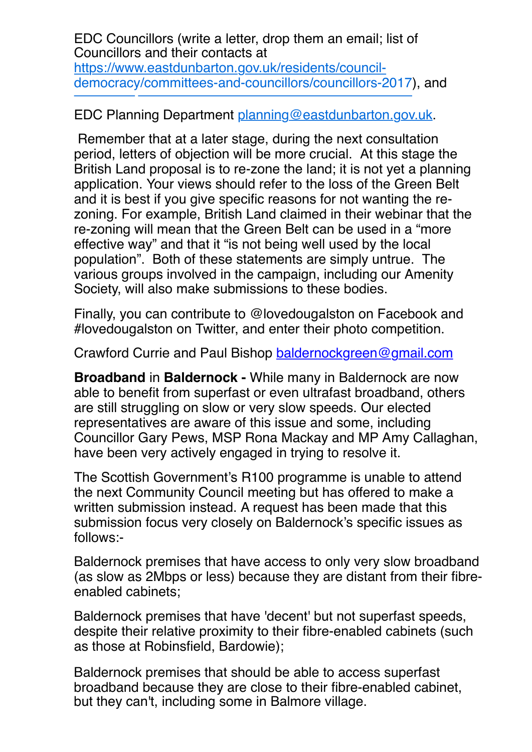EDC Councillors (write a letter, drop them an email; list of Councillors and their contacts at [https://www.eastdunbarton.gov.uk/residents/council-democracy/committees-and-councillors/councillors-2017](https://www.eastdunbarton.gov.uk/residents/council-democracy/committees-and-councillors/councillors-2017)), and

EDC Planning Department [planning@eastdunbarton.gov.uk](mailto:planning@eastdunbarton.gov.uk).

Remember that at a later stage, during the next consultation period, letters of objection will be more crucial. At this stage the British Land proposal is to re-zone the land; it is not yet a planning application. Your views should refer to the loss of the Green Belt and it is best if you give specific reasons for not wanting the re-zoning. For example, British Land claimed in their webinar that the re-zoning will mean that the Green Belt can be used in a "more effective way" and that it "is not being well used by the local population". Both of these statements are simply untrue. The various groups involved in the campaign, including our Amenity Society, will also make submissions to these bodies.

Finally, you can contribute to @lovedougalston on Facebook and #lovedougalston on Twitter, and enter their photo competition.

Crawford Currie and Paul Bishop [baldernockgreen@gmail.com](mailto:baldernockgreen@gmail.com)

**Broadband** in **Baldernock -** While many in Baldernock are now able to benefit from superfast or even ultrafast broadband, others are still struggling on slow or very slow speeds. Our elected representatives are aware of this issue and some, including Councillor Gary Pews, MSP Rona Mackay and MP Amy Callaghan, have been very actively engaged in trying to resolve it.

The Scottish Government's R100 programme is unable to attend the next Community Council meeting but has offered to make a written submission instead. A request has been made that this submission focus very closely on Baldernock's specific issues as follows:-

Baldernock premises that have access to only very slow broadband (as slow as 2Mbps or less) because they are distant from their fibre-enabled cabinets;

Baldernock premises that have 'decent' but not superfast speeds, despite their relative proximity to their fibre-enabled cabinets (such as those at Robinsfield, Bardowie);

Baldernock premises that should be able to access superfast broadband because they are close to their fibre-enabled cabinet, but they can't, including some in Balmore village.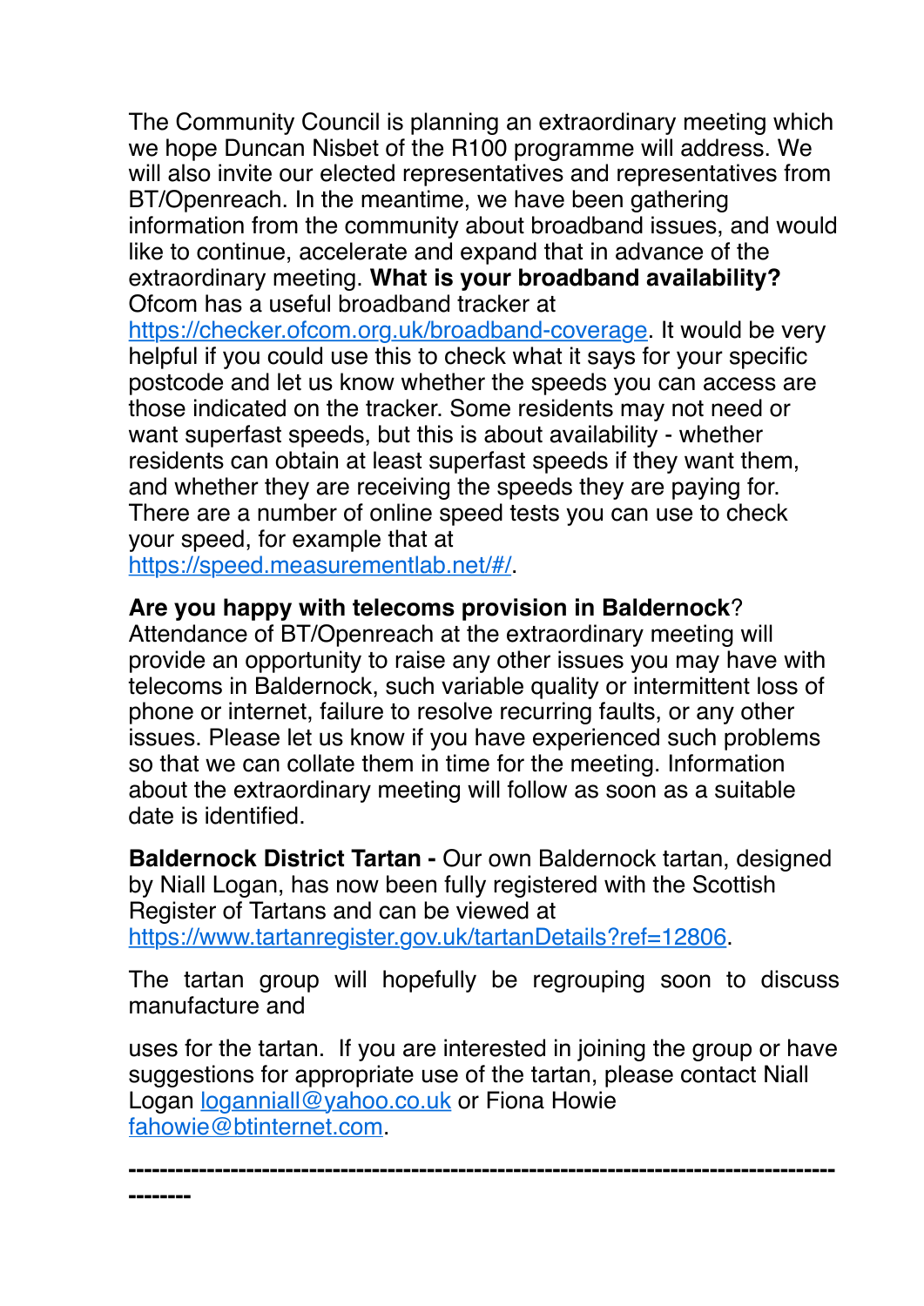The Community Council is planning an extraordinary meeting which we hope Duncan Nisbet of the R100 programme will address. We will also invite our elected representatives and representatives from BT/Openreach. In the meantime, we have been gathering information from the community about broadband issues, and would like to continue, accelerate and expand that in advance of the extraordinary meeting. **What is your broadband availability?** Ofcom has a useful broadband tracker at https://checker.ofcom.org.uk/broadband-coverage. It would be very helpful if you could use this to check what it says for your specific postcode and let us know whether the speeds you can access are those indicated on the tracker. Some residents may not need or want superfast speeds, but this is about availability - whether residents can obtain at least superfast speeds if they want them, and whether they are receiving the speeds they are paying for. There are a number of online speed tests you can use to check your speed, for example that at https://speed.measurementlab.net/#/.

**Are you happy with telecoms provision in Baldernock**? Attendance of BT/Openreach at the extraordinary meeting will provide an opportunity to raise any other issues you may have with telecoms in Baldernock, such variable quality or intermittent loss of phone or internet, failure to resolve recurring faults, or any other issues. Please let us know if you have experienced such problems so that we can collate them in time for the meeting. Information about the extraordinary meeting will follow as soon as a suitable date is identified.

**Baldernock District Tartan -** Our own Baldernock tartan, designed by Niall Logan, has now been fully registered with the Scottish Register of Tartans and can be viewed at https://www.tartanregister.gov.uk/tartanDetails?ref=12806.

The tartan group will hopefully be regrouping soon to discuss manufacture and

uses for the tartan. If you are interested in joining the group or have suggestions for appropriate use of the tartan, please contact Niall Logan loganniall@yahoo.co.uk or Fiona Howie fahowie@btinternet.com.

---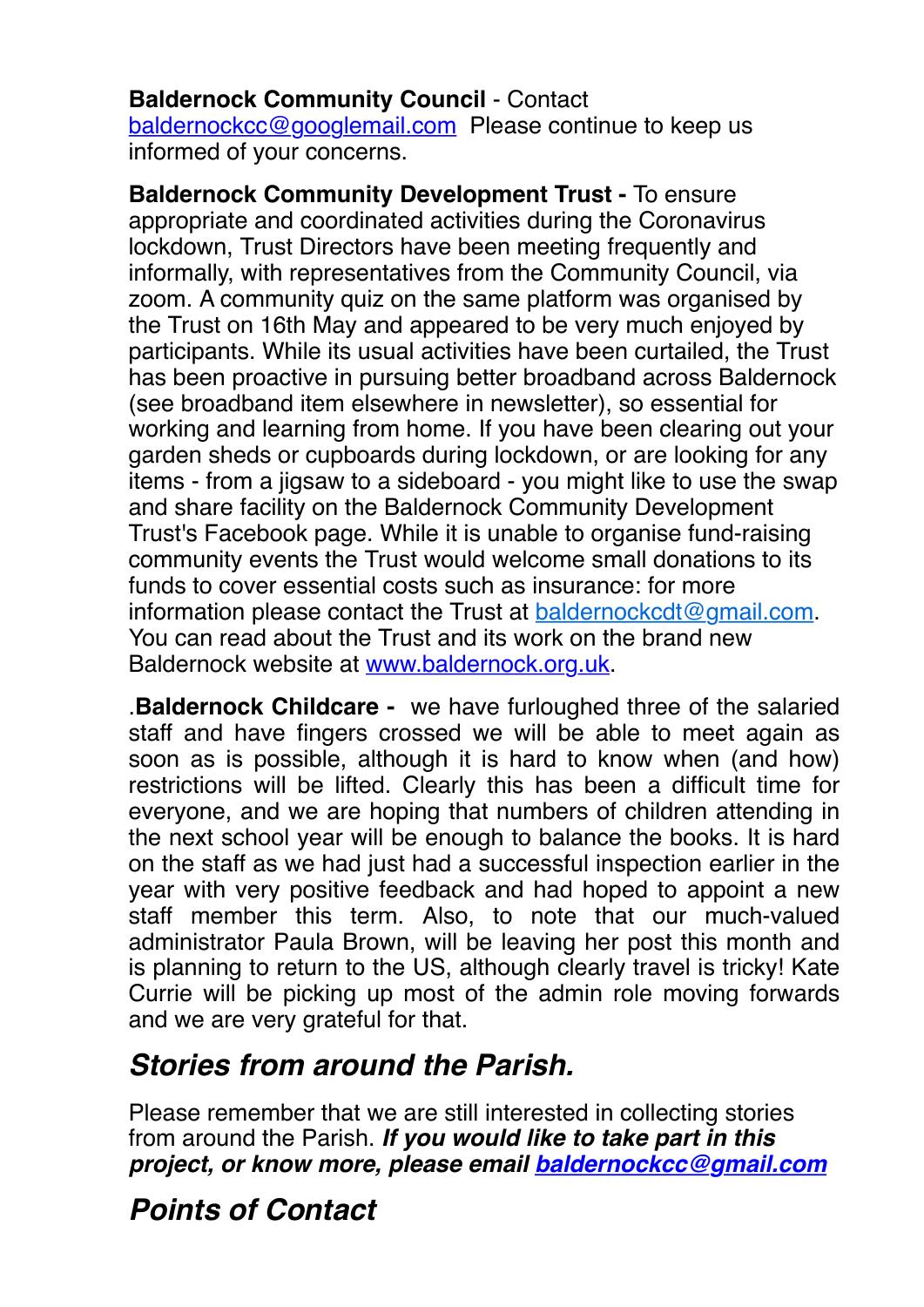**Baldernock Community Council** - Contact baldernockcc@googlemail.com Please continue to keep us informed of your concerns.

**Baldernock Community Development Trust -** To ensure appropriate and coordinated activities during the Coronavirus lockdown, Trust Directors have been meeting frequently and informally, with representatives from the Community Council, via zoom. A community quiz on the same platform was organised by the Trust on 16th May and appeared to be very much enjoyed by participants. While its usual activities have been curtailed, the Trust has been proactive in pursuing better broadband across Baldernock (see broadband item elsewhere in newsletter), so essential for working and learning from home. If you have been clearing out your garden sheds or cupboards during lockdown, or are looking for any items - from a jigsaw to a sideboard - you might like to use the swap and share facility on the Baldernock Community Development Trust's Facebook page. While it is unable to organise fund-raising community events the Trust would welcome small donations to its funds to cover essential costs such as insurance: for more information please contact the Trust at baldernockcdt@gmail.com. You can read about the Trust and its work on the brand new Baldernock website at www.baldernock.org.uk.

.**Baldernock Childcare -** we have furloughed three of the salaried staff and have fingers crossed we will be able to meet again as soon as is possible, although it is hard to know when (and how) restrictions will be lifted. Clearly this has been a difficult time for everyone, and we are hoping that numbers of children attending in the next school year will be enough to balance the books. It is hard on the staff as we had just had a successful inspection earlier in the year with very positive feedback and had hoped to appoint a new staff member this term. Also, to note that our much-valued administrator Paula Brown, will be leaving her post this month and is planning to return to the US, although clearly travel is tricky! Kate Currie will be picking up most of the admin role moving forwards and we are very grateful for that.

## *Stories from around the Parish.*

Please remember that we are still interested in collecting stories from around the Parish. ***If you would like to take part in this project, or know more, please email baldernockcc@gmail.com***

## *Points of Contact*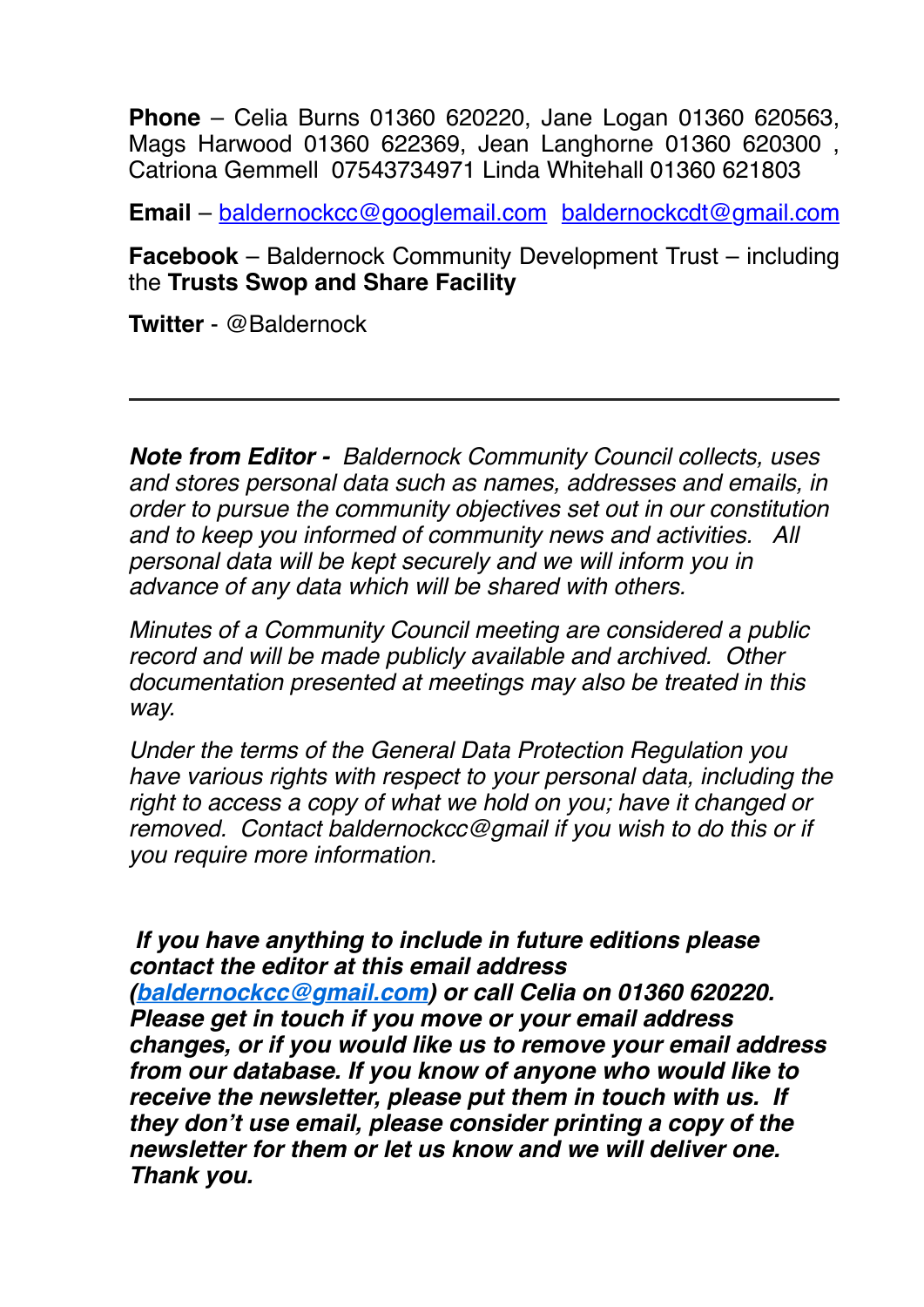**Phone** – Celia Burns 01360 620220, Jane Logan 01360 620563, Mags Harwood 01360 622369, Jean Langhorne 01360 620300 , Catriona Gemmell 07543734971 Linda Whitehall 01360 621803

**Email** – baldernockcc@googlemail.com baldernockcdt@gmail.com

**Facebook** – Baldernock Community Development Trust – including the **Trusts Swop and Share Facility**

**Twitter** - @Baldernock

---

***Note from Editor -*** *Baldernock Community Council collects, uses and stores personal data such as names, addresses and emails, in order to pursue the community objectives set out in our constitution and to keep you informed of community news and activities. All personal data will be kept securely and we will inform you in advance of any data which will be shared with others.*

*Minutes of a Community Council meeting are considered a public record and will be made publicly available and archived. Other documentation presented at meetings may also be treated in this way.*

*Under the terms of the General Data Protection Regulation you have various rights with respect to your personal data, including the right to access a copy of what we hold on you; have it changed or removed. Contact baldernockcc@gmail if you wish to do this or if you require more information.*

***If you have anything to include in future editions please contact the editor at this email address (baldernockcc@gmail.com) or call Celia on 01360 620220. Please get in touch if you move or your email address changes, or if you would like us to remove your email address from our database. If you know of anyone who would like to receive the newsletter, please put them in touch with us. If they don't use email, please consider printing a copy of the newsletter for them or let us know and we will deliver one. Thank you.***